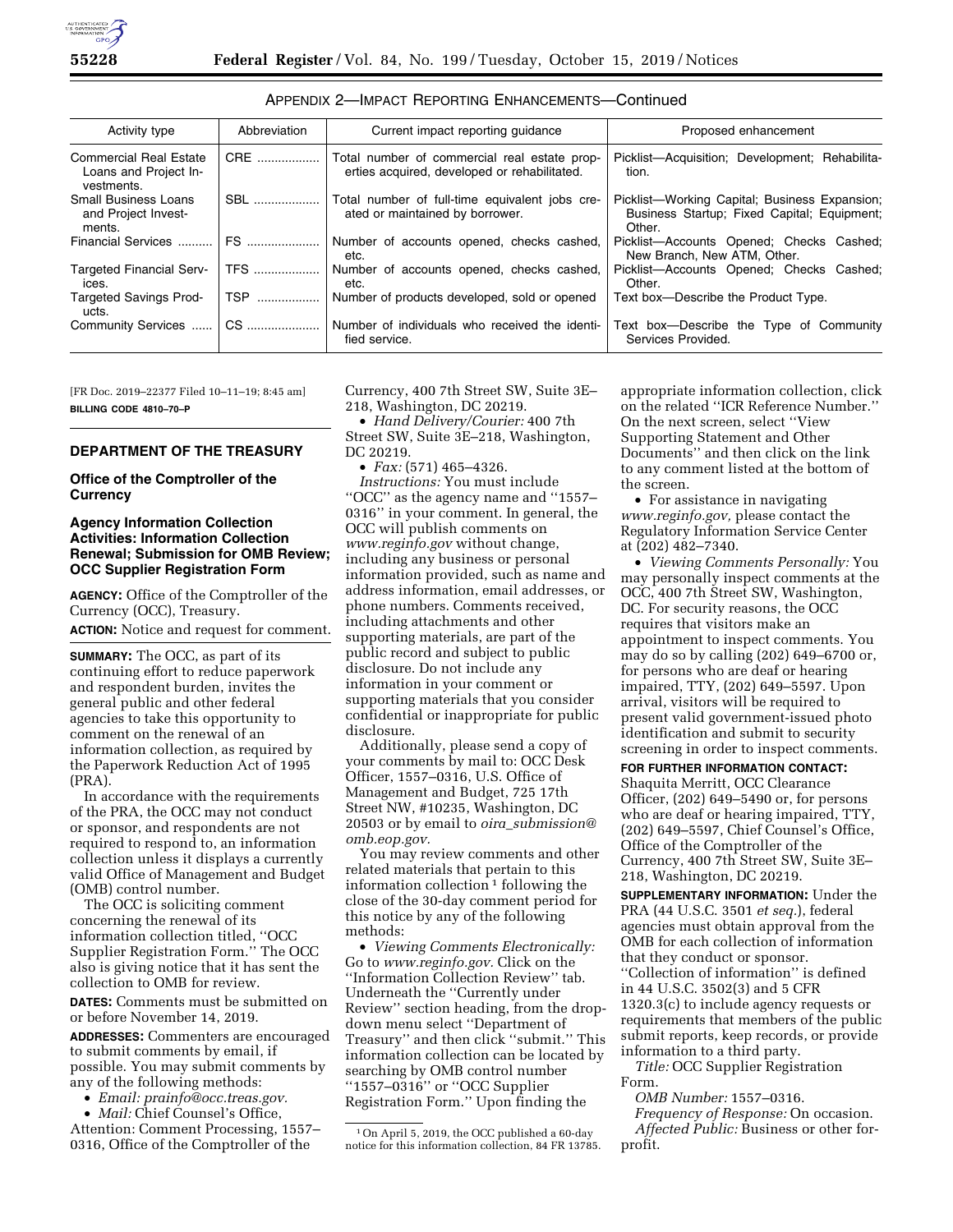APPENDIX 2—IMPACT REPORTING ENHANCEMENTS—Continued

| Activity type | Abbreviation | Current impact reporting guidance | Proposed enhancement |
| --- | --- | --- | --- |
| Commercial Real Estate Loans and Project Investments. | CRE | Total number of commercial real estate properties acquired, developed or rehabilitated. | Picklist—Acquisition; Development; Rehabilitation. |
| Small Business Loans and Project Investments. | SBL | Total number of full-time equivalent jobs created or maintained by borrower. | Picklist—Working Capital; Business Expansion; Business Startup; Fixed Capital; Equipment; Other. |
| Financial Services | FS | Number of accounts opened, checks cashed, etc. | Picklist—Accounts Opened; Checks Cashed; New Branch, New ATM, Other. |
| Targeted Financial Services. | TFS | Number of accounts opened, checks cashed, etc. | Picklist—Accounts Opened; Checks Cashed; Other. |
| Targeted Savings Products. | TSP | Number of products developed, sold or opened | Text box—Describe the Product Type. |
| Community Services | CS | Number of individuals who received the identified service. | Text box—Describe the Type of Community Services Provided. |

[FR Doc. 2019–22377 Filed 10–11–19; 8:45 am]

**BILLING CODE 4810–70–P**

## DEPARTMENT OF THE TREASURY

### Office of the Comptroller of the Currency

### Agency Information Collection Activities: Information Collection Renewal; Submission for OMB Review; OCC Supplier Registration Form

**AGENCY:** Office of the Comptroller of the Currency (OCC), Treasury.

**ACTION:** Notice and request for comment.

**SUMMARY:** The OCC, as part of its continuing effort to reduce paperwork and respondent burden, invites the general public and other federal agencies to take this opportunity to comment on the renewal of an information collection, as required by the Paperwork Reduction Act of 1995 (PRA).

In accordance with the requirements of the PRA, the OCC may not conduct or sponsor, and respondents are not required to respond to, an information collection unless it displays a currently valid Office of Management and Budget (OMB) control number.

The OCC is soliciting comment concerning the renewal of its information collection titled, ''OCC Supplier Registration Form.'' The OCC also is giving notice that it has sent the collection to OMB for review.

**DATES:** Comments must be submitted on or before November 14, 2019.

**ADDRESSES:** Commenters are encouraged to submit comments by email, if possible. You may submit comments by any of the following methods:

- *Email: prainfo@occ.treas.gov.*
- *Mail:* Chief Counsel's Office, Attention: Comment Processing, 1557–0316, Office of the Comptroller of the Currency, 400 7th Street SW, Suite 3E–218, Washington, DC 20219.
- *Hand Delivery/Courier:* 400 7th Street SW, Suite 3E–218, Washington, DC 20219.
- *Fax:* (571) 465–4326.

*Instructions:* You must include ''OCC'' as the agency name and ''1557–0316'' in your comment. In general, the OCC will publish comments on *www.reginfo.gov* without change, including any business or personal information provided, such as name and address information, email addresses, or phone numbers. Comments received, including attachments and other supporting materials, are part of the public record and subject to public disclosure. Do not include any information in your comment or supporting materials that you consider confidential or inappropriate for public disclosure.

Additionally, please send a copy of your comments by mail to: OCC Desk Officer, 1557–0316, U.S. Office of Management and Budget, 725 17th Street NW, #10235, Washington, DC 20503 or by email to *oira_submission@omb.eop.gov.*

You may review comments and other related materials that pertain to this information collection [1] following the close of the 30-day comment period for this notice by any of the following methods:

- *Viewing Comments Electronically:* Go to *www.reginfo.gov.* Click on the ''Information Collection Review'' tab. Underneath the ''Currently under Review'' section heading, from the drop-down menu select ''Department of Treasury'' and then click ''submit.'' This information collection can be located by searching by OMB control number ''1557–0316'' or ''OCC Supplier Registration Form.'' Upon finding the appropriate information collection, click on the related ''ICR Reference Number.'' On the next screen, select ''View Supporting Statement and Other Documents'' and then click on the link to any comment listed at the bottom of the screen.
- For assistance in navigating *www.reginfo.gov,* please contact the Regulatory Information Service Center at (202) 482–7340.
- *Viewing Comments Personally:* You may personally inspect comments at the OCC, 400 7th Street SW, Washington, DC. For security reasons, the OCC requires that visitors make an appointment to inspect comments. You may do so by calling (202) 649–6700 or, for persons who are deaf or hearing impaired, TTY, (202) 649–5597. Upon arrival, visitors will be required to present valid government-issued photo identification and submit to security screening in order to inspect comments.

**FOR FURTHER INFORMATION CONTACT:** Shaquita Merritt, OCC Clearance Officer, (202) 649–5490 or, for persons who are deaf or hearing impaired, TTY, (202) 649–5597, Chief Counsel's Office, Office of the Comptroller of the Currency, 400 7th Street SW, Suite 3E–218, Washington, DC 20219.

**SUPPLEMENTARY INFORMATION:** Under the PRA (44 U.S.C. 3501 *et seq.*), federal agencies must obtain approval from the OMB for each collection of information that they conduct or sponsor. ''Collection of information'' is defined in 44 U.S.C. 3502(3) and 5 CFR 1320.3(c) to include agency requests or requirements that members of the public submit reports, keep records, or provide information to a third party.

*Title:* OCC Supplier Registration Form.

*OMB Number:* 1557–0316.

*Frequency of Response:* On occasion.

*Affected Public:* Business or other for-profit.

[1] On April 5, 2019, the OCC published a 60-day notice for this information collection, 84 FR 13785.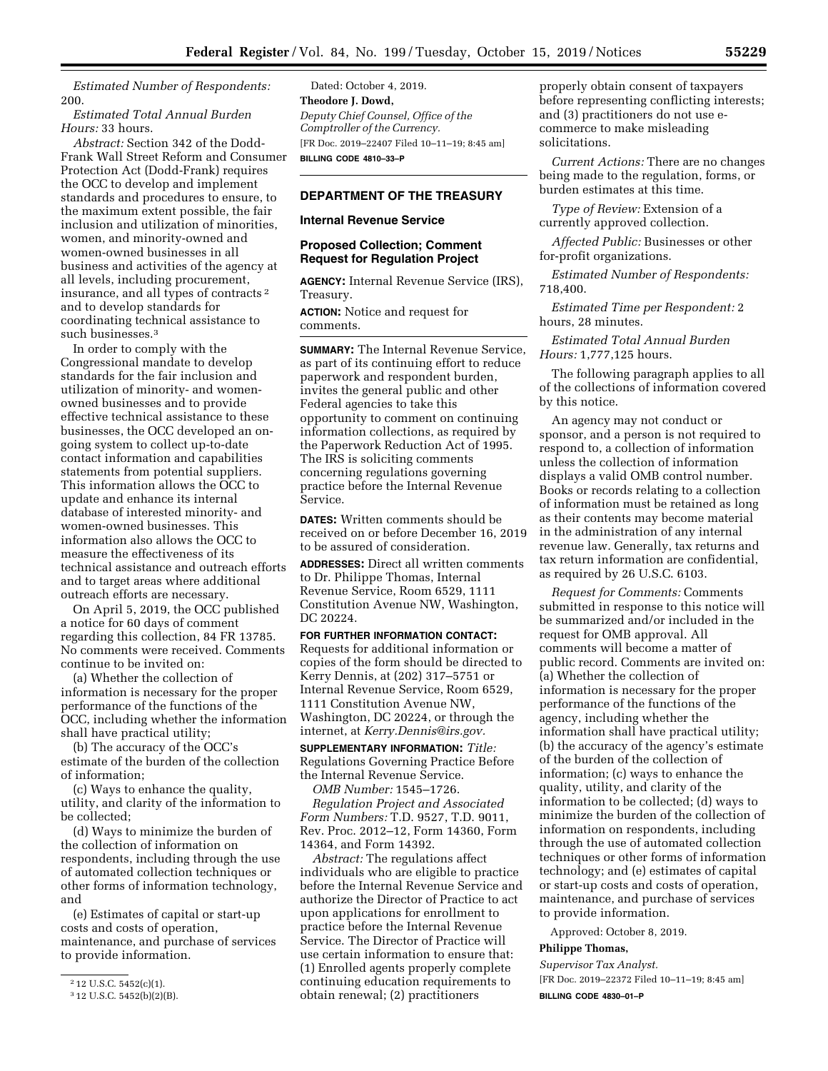*Estimated Number of Respondents:* 200.

*Estimated Total Annual Burden Hours:* 33 hours.

*Abstract:* Section 342 of the Dodd-Frank Wall Street Reform and Consumer Protection Act (Dodd-Frank) requires the OCC to develop and implement standards and procedures to ensure, to the maximum extent possible, the fair inclusion and utilization of minorities, women, and minority-owned and women-owned businesses in all business and activities of the agency at all levels, including procurement, insurance, and all types of contracts [2] and to develop standards for coordinating technical assistance to such businesses.[3]

In order to comply with the Congressional mandate to develop standards for the fair inclusion and utilization of minority- and women-owned businesses and to provide effective technical assistance to these businesses, the OCC developed an on-going system to collect up-to-date contact information and capabilities statements from potential suppliers. This information allows the OCC to update and enhance its internal database of interested minority- and women-owned businesses. This information also allows the OCC to measure the effectiveness of its technical assistance and outreach efforts and to target areas where additional outreach efforts are necessary.

On April 5, 2019, the OCC published a notice for 60 days of comment regarding this collection, 84 FR 13785. No comments were received. Comments continue to be invited on:

(a) Whether the collection of information is necessary for the proper performance of the functions of the OCC, including whether the information shall have practical utility;

(b) The accuracy of the OCC's estimate of the burden of the collection of information;

(c) Ways to enhance the quality, utility, and clarity of the information to be collected;

(d) Ways to minimize the burden of the collection of information on respondents, including through the use of automated collection techniques or other forms of information technology, and

(e) Estimates of capital or start-up costs and costs of operation, maintenance, and purchase of services to provide information.

[2] 12 U.S.C. 5452(c)(1).

[3] 12 U.S.C. 5452(b)(2)(B).

Dated: October 4, 2019.

**Theodore J. Dowd,**

*Deputy Chief Counsel, Office of the Comptroller of the Currency.*

[FR Doc. 2019–22407 Filed 10–11–19; 8:45 am]

**BILLING CODE 4810–33–P**

## DEPARTMENT OF THE TREASURY

### Internal Revenue Service

### Proposed Collection; Comment Request for Regulation Project

**AGENCY:** Internal Revenue Service (IRS), Treasury.

**ACTION:** Notice and request for comments.

**SUMMARY:** The Internal Revenue Service, as part of its continuing effort to reduce paperwork and respondent burden, invites the general public and other Federal agencies to take this opportunity to comment on continuing information collections, as required by the Paperwork Reduction Act of 1995. The IRS is soliciting comments concerning regulations governing practice before the Internal Revenue Service.

**DATES:** Written comments should be received on or before December 16, 2019 to be assured of consideration.

**ADDRESSES:** Direct all written comments to Dr. Philippe Thomas, Internal Revenue Service, Room 6529, 1111 Constitution Avenue NW, Washington, DC 20224.

**FOR FURTHER INFORMATION CONTACT:** Requests for additional information or copies of the form should be directed to Kerry Dennis, at (202) 317–5751 or Internal Revenue Service, Room 6529, 1111 Constitution Avenue NW, Washington, DC 20224, or through the internet, at *Kerry.Dennis@irs.gov.*

**SUPPLEMENTARY INFORMATION:** *Title:* Regulations Governing Practice Before the Internal Revenue Service.

*OMB Number:* 1545–1726.

*Regulation Project and Associated Form Numbers:* T.D. 9527, T.D. 9011, Rev. Proc. 2012–12, Form 14360, Form 14364, and Form 14392.

*Abstract:* The regulations affect individuals who are eligible to practice before the Internal Revenue Service and authorize the Director of Practice to act upon applications for enrollment to practice before the Internal Revenue Service. The Director of Practice will use certain information to ensure that: (1) Enrolled agents properly complete continuing education requirements to obtain renewal; (2) practitioners properly obtain consent of taxpayers before representing conflicting interests; and (3) practitioners do not use e-commerce to make misleading solicitations.

*Current Actions:* There are no changes being made to the regulation, forms, or burden estimates at this time.

*Type of Review:* Extension of a currently approved collection.

*Affected Public:* Businesses or other for-profit organizations.

*Estimated Number of Respondents:* 718,400.

*Estimated Time per Respondent:* 2 hours, 28 minutes.

*Estimated Total Annual Burden Hours:* 1,777,125 hours.

The following paragraph applies to all of the collections of information covered by this notice.

An agency may not conduct or sponsor, and a person is not required to respond to, a collection of information unless the collection of information displays a valid OMB control number. Books or records relating to a collection of information must be retained as long as their contents may become material in the administration of any internal revenue law. Generally, tax returns and tax return information are confidential, as required by 26 U.S.C. 6103.

*Request for Comments:* Comments submitted in response to this notice will be summarized and/or included in the request for OMB approval. All comments will become a matter of public record. Comments are invited on: (a) Whether the collection of information is necessary for the proper performance of the functions of the agency, including whether the information shall have practical utility; (b) the accuracy of the agency's estimate of the burden of the collection of information; (c) ways to enhance the quality, utility, and clarity of the information to be collected; (d) ways to minimize the burden of the collection of information on respondents, including through the use of automated collection techniques or other forms of information technology; and (e) estimates of capital or start-up costs and costs of operation, maintenance, and purchase of services to provide information.

Approved: October 8, 2019.

**Philippe Thomas,**

*Supervisor Tax Analyst.*

[FR Doc. 2019–22372 Filed 10–11–19; 8:45 am]

**BILLING CODE 4830–01–P**